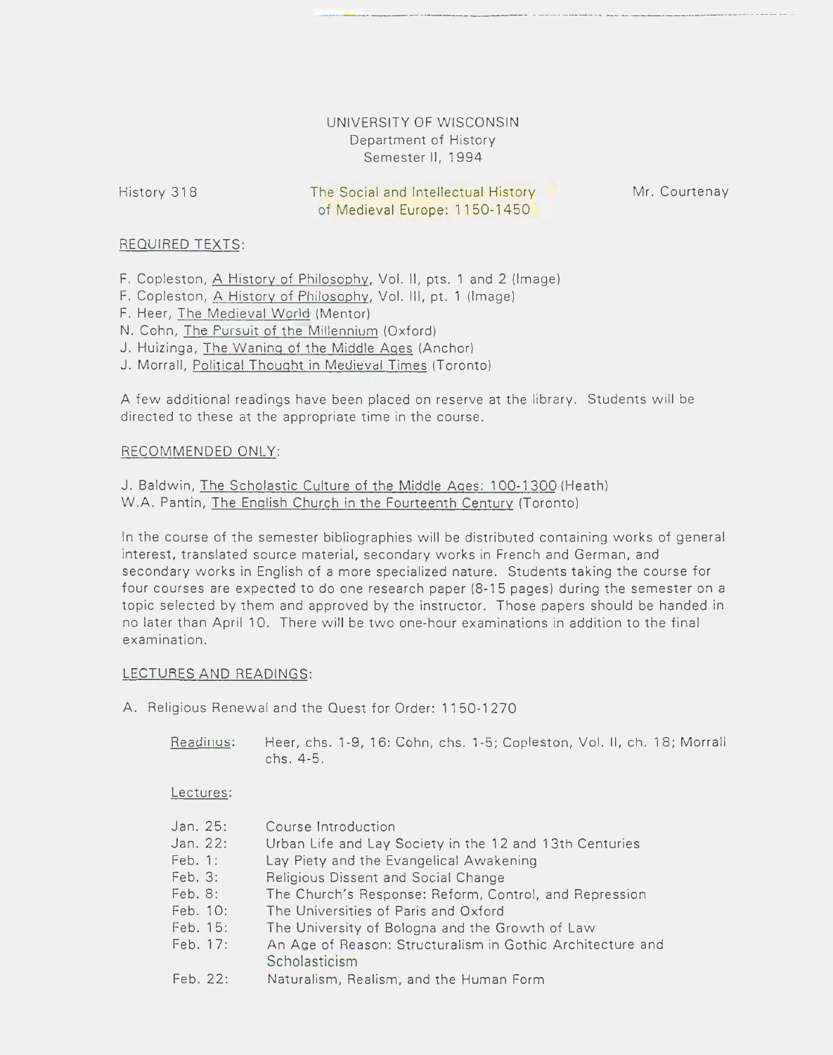UNIVERSITY OF WISCONSIN
Department of History
Semester II, 1994

History 318 — The Social and Intellectual History of Medieval Europe: 1150-1450 — Mr. Courtenay

REQUIRED TEXTS:

F. Copleston, A History of Philosophy, Vol. II, pts. 1 and 2 (Image)
F. Copleston, A History of Philosophy, Vol. III, pt. 1 (Image)
F. Heer, The Medieval World (Mentor)
N. Cohn, The Pursuit of the Millennium (Oxford)
J. Huizinga, The Waning of the Middle Ages (Anchor)
J. Morrall, Political Thought in Medieval Times (Toronto)

A few additional readings have been placed on reserve at the library. Students will be directed to these at the appropriate time in the course.

RECOMMENDED ONLY:

J. Baldwin, The Scholastic Culture of the Middle Ages: 100-1300 (Heath)
W.A. Pantin, The English Church in the Fourteenth Century (Toronto)

In the course of the semester bibliographies will be distributed containing works of general interest, translated source material, secondary works in French and German, and secondary works in English of a more specialized nature. Students taking the course for four courses are expected to do one research paper (8-15 pages) during the semester on a topic selected by them and approved by the instructor. Those papers should be handed in no later than April 10. There will be two one-hour examinations in addition to the final examination.

LECTURES AND READINGS:

A. Religious Renewal and the Quest for Order: 1150-1270

Readings: Heer, chs. 1-9, 16: Cohn, chs. 1-5; Copleston, Vol. II, ch. 18; Morrall chs. 4-5.

Lectures:

| | |
|---|---|
| Jan. 25: | Course Introduction |
| Jan. 22: | Urban Life and Lay Society in the 12 and 13th Centuries |
| Feb. 1: | Lay Piety and the Evangelical Awakening |
| Feb. 3: | Religious Dissent and Social Change |
| Feb. 8: | The Church's Response: Reform, Control, and Repression |
| Feb. 10: | The Universities of Paris and Oxford |
| Feb. 15: | The University of Bologna and the Growth of Law |
| Feb. 17: | An Age of Reason: Structuralism in Gothic Architecture and Scholasticism |
| Feb. 22: | Naturalism, Realism, and the Human Form |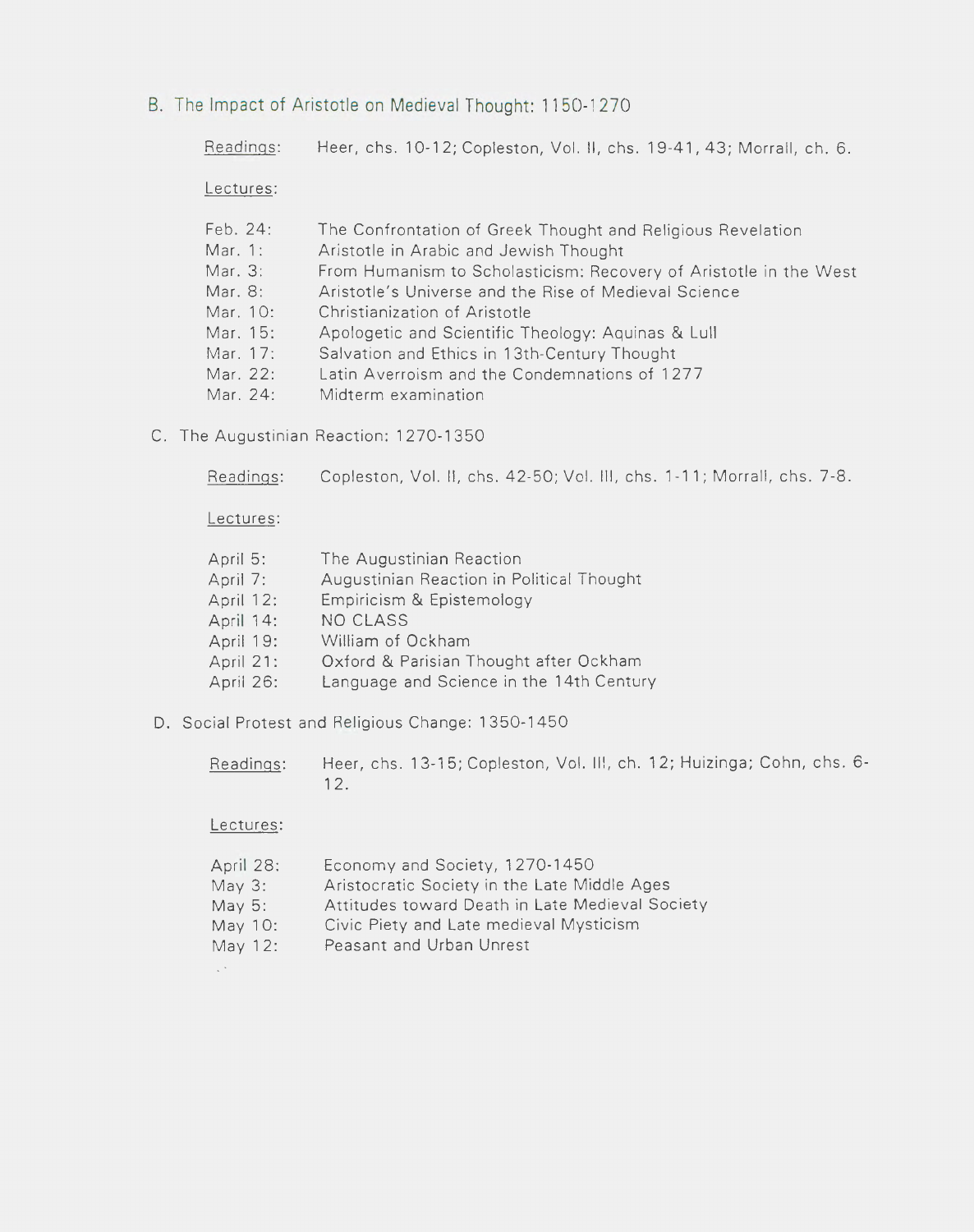## B. The Impact of Aristotle on Medieval Thought: 1150-1270

Readings: Heer, chs. 10-12; Copleston, Vol. II, chs. 19-41, 43; Morrall, ch. 6.

Lectures:

- Feb. 24: The Confrontation of Greek Thought and Religious Revelation
- Mar. 1: Aristotle in Arabic and Jewish Thought
- Mar. 3: From Humanism to Scholasticism: Recovery of Aristotle in the West
- Mar. 8: Aristotle's Universe and the Rise of Medieval Science
- Mar. 10: Christianization of Aristotle
- Mar. 15: Apologetic and Scientific Theology: Aquinas & Lull
- Mar. 17: Salvation and Ethics in 13th-Century Thought
- Mar. 22: Latin Averroism and the Condemnations of 1277
- Mar. 24: Midterm examination

## C. The Augustinian Reaction: 1270-1350

Readings: Copleston, Vol. II, chs. 42-50; Vol. III, chs. 1-11; Morrall, chs. 7-8.

Lectures:

- April 5: The Augustinian Reaction
- April 7: Augustinian Reaction in Political Thought
- April 12: Empiricism & Epistemology
- April 14: NO CLASS
- April 19: William of Ockham
- April 21: Oxford & Parisian Thought after Ockham
- April 26: Language and Science in the 14th Century

## D. Social Protest and Religious Change: 1350-1450

Readings: Heer, chs. 13-15; Copleston, Vol. III, ch. 12; Huizinga; Cohn, chs. 6-12.

Lectures:

- April 28: Economy and Society, 1270-1450
- May 3: Aristocratic Society in the Late Middle Ages
- May 5: Attitudes toward Death in Late Medieval Society
- May 10: Civic Piety and Late medieval Mysticism
- May 12: Peasant and Urban Unrest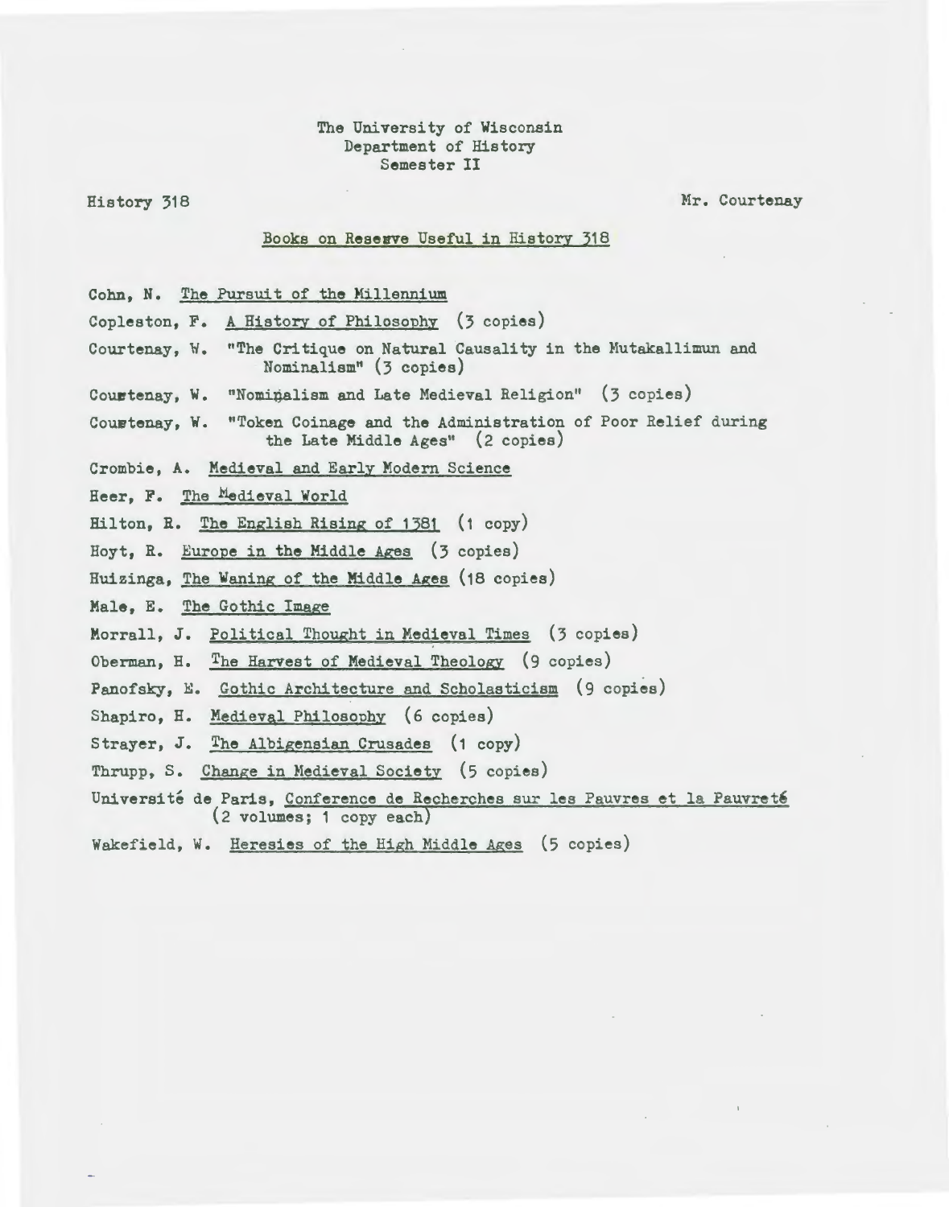The University of Wisconsin
Department of History
Semester II

History 318 Mr. Courtenay

Books on Reserve Useful in History 318

Cohn, N. The Pursuit of the Millennium

Copleston, F. A History of Philosophy (3 copies)

Courtenay, W. "The Critique on Natural Causality in the Mutakallimun and Nominalism" (3 copies)

Courtenay, W. "Nominalism and Late Medieval Religion" (3 copies)

Courtenay, W. "Token Coinage and the Administration of Poor Relief during the Late Middle Ages" (2 copies)

Crombie, A. Medieval and Early Modern Science

Heer, F. The Medieval World

Hilton, R. The English Rising of 1381 (1 copy)

Hoyt, R. Europe in the Middle Ages (3 copies)

Huizinga, The Waning of the Middle Ages (18 copies)

Male, E. The Gothic Image

Morrall, J. Political Thought in Medieval Times (3 copies)

Oberman, H. The Harvest of Medieval Theology (9 copies)

Panofsky, E. Gothic Architecture and Scholasticism (9 copies)

Shapiro, H. Medieval Philosophy (6 copies)

Strayer, J. The Albigensian Crusades (1 copy)

Thrupp, S. Change in Medieval Society (5 copies)

Université de Paris, Conference de Recherches sur les Pauvres et la Pauvreté (2 volumes; 1 copy each)

Wakefield, W. Heresies of the High Middle Ages (5 copies)